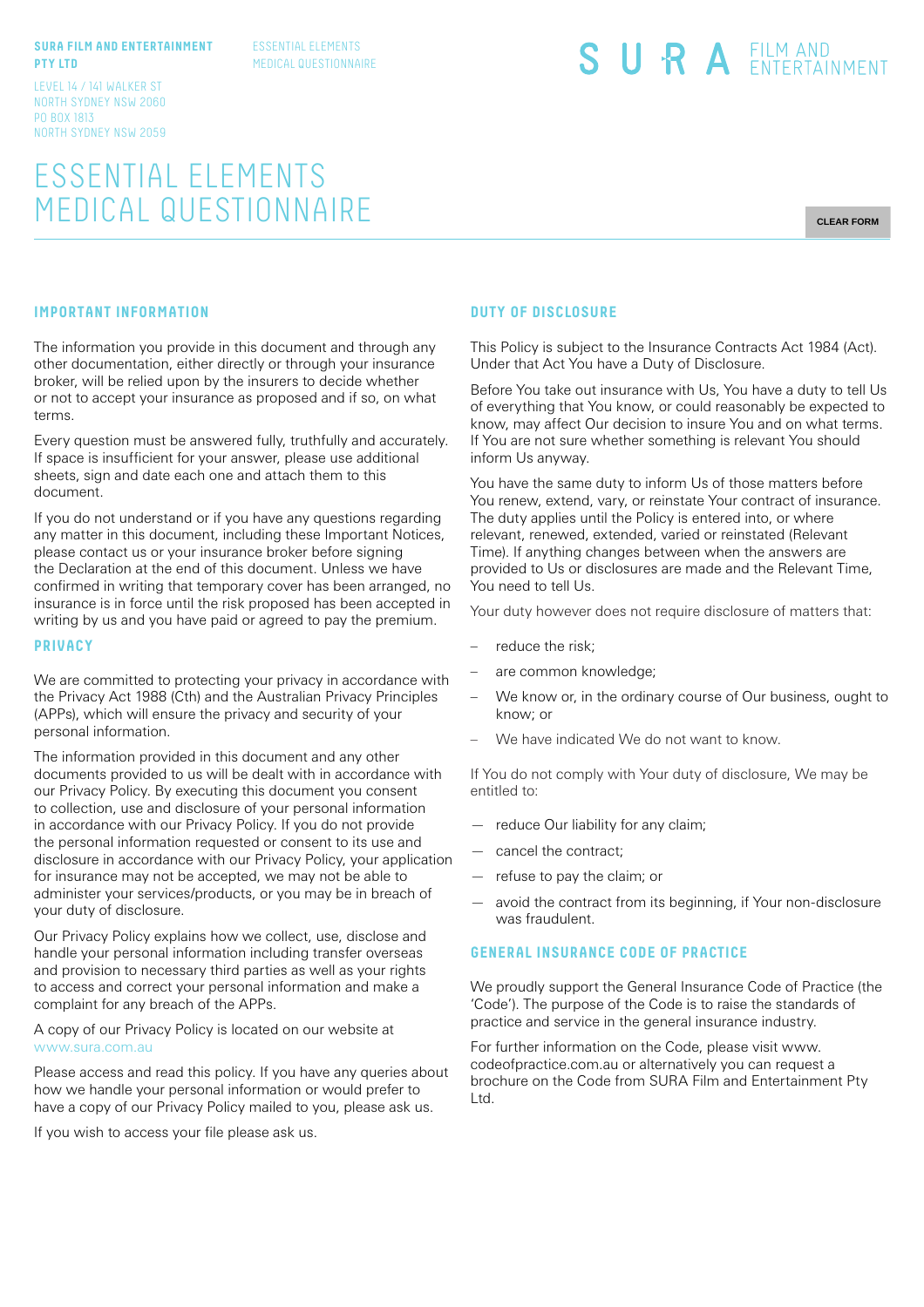**SURA FILM AND ENTERTAINMENT PTY LTD**

LEVEL 14 / 141 WALKER ST
NORTH SYDNEY NSW 2060
PO BOX 1813
NORTH SYDNEY NSW 2059

ESSENTIAL ELEMENTS
MEDICAL QUESTIONNAIRE

SURA FILM AND ENTERTAINMENT

# ESSENTIAL ELEMENTS MEDICAL QUESTIONNAIRE

CLEAR FORM

## IMPORTANT INFORMATION

The information you provide in this document and through any other documentation, either directly or through your insurance broker, will be relied upon by the insurers to decide whether or not to accept your insurance as proposed and if so, on what terms.

Every question must be answered fully, truthfully and accurately. If space is insufficient for your answer, please use additional sheets, sign and date each one and attach them to this document.

If you do not understand or if you have any questions regarding any matter in this document, including these Important Notices, please contact us or your insurance broker before signing the Declaration at the end of this document. Unless we have confirmed in writing that temporary cover has been arranged, no insurance is in force until the risk proposed has been accepted in writing by us and you have paid or agreed to pay the premium.

## PRIVACY

We are committed to protecting your privacy in accordance with the Privacy Act 1988 (Cth) and the Australian Privacy Principles (APPs), which will ensure the privacy and security of your personal information.

The information provided in this document and any other documents provided to us will be dealt with in accordance with our Privacy Policy. By executing this document you consent to collection, use and disclosure of your personal information in accordance with our Privacy Policy. If you do not provide the personal information requested or consent to its use and disclosure in accordance with our Privacy Policy, your application for insurance may not be accepted, we may not be able to administer your services/products, or you may be in breach of your duty of disclosure.

Our Privacy Policy explains how we collect, use, disclose and handle your personal information including transfer overseas and provision to necessary third parties as well as your rights to access and correct your personal information and make a complaint for any breach of the APPs.

A copy of our Privacy Policy is located on our website at www.sura.com.au

Please access and read this policy. If you have any queries about how we handle your personal information or would prefer to have a copy of our Privacy Policy mailed to you, please ask us.

If you wish to access your file please ask us.

## DUTY OF DISCLOSURE

This Policy is subject to the Insurance Contracts Act 1984 (Act). Under that Act You have a Duty of Disclosure.

Before You take out insurance with Us, You have a duty to tell Us of everything that You know, or could reasonably be expected to know, may affect Our decision to insure You and on what terms. If You are not sure whether something is relevant You should inform Us anyway.

You have the same duty to inform Us of those matters before You renew, extend, vary, or reinstate Your contract of insurance. The duty applies until the Policy is entered into, or where relevant, renewed, extended, varied or reinstated (Relevant Time). If anything changes between when the answers are provided to Us or disclosures are made and the Relevant Time, You need to tell Us.

Your duty however does not require disclosure of matters that:

- reduce the risk;
- are common knowledge;
- We know or, in the ordinary course of Our business, ought to know; or
- We have indicated We do not want to know.

If You do not comply with Your duty of disclosure, We may be entitled to:

- reduce Our liability for any claim;
- cancel the contract;
- refuse to pay the claim; or
- avoid the contract from its beginning, if Your non-disclosure was fraudulent.

## GENERAL INSURANCE CODE OF PRACTICE

We proudly support the General Insurance Code of Practice (the 'Code'). The purpose of the Code is to raise the standards of practice and service in the general insurance industry.

For further information on the Code, please visit www.codeofpractice.com.au or alternatively you can request a brochure on the Code from SURA Film and Entertainment Pty Ltd.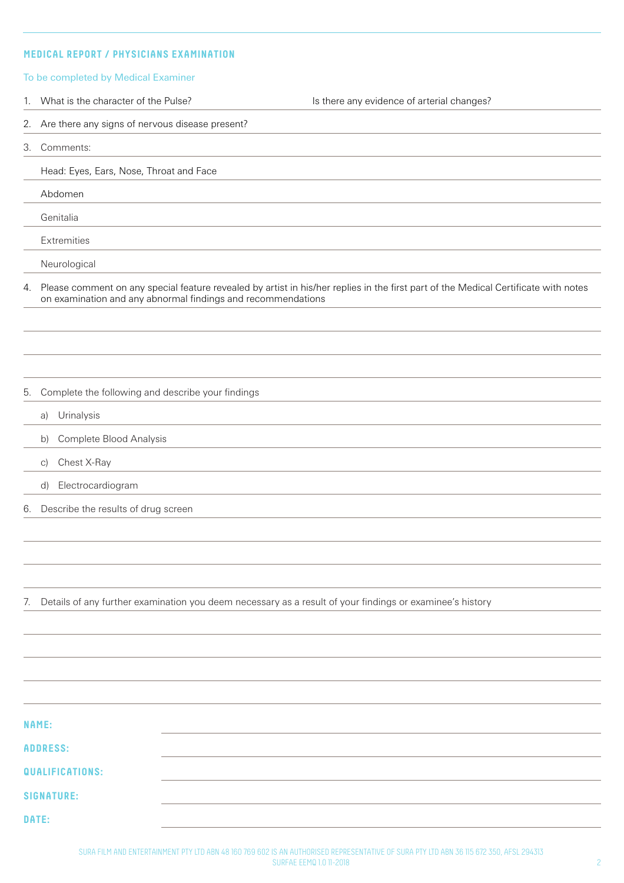## MEDICAL REPORT / PHYSICIANS EXAMINATION

To be completed by Medical Examiner

1. What is the character of the Pulse? Is there any evidence of arterial changes?
2. Are there any signs of nervous disease present?
3. Comments:

   Head: Eyes, Ears, Nose, Throat and Face

   Abdomen

   Genitalia

   Extremities

   Neurological

4. Please comment on any special feature revealed by artist in his/her replies in the first part of the Medical Certificate with notes on examination and any abnormal findings and recommendations

5. Complete the following and describe your findings
   a) Urinalysis
   b) Complete Blood Analysis
   c) Chest X-Ray
   d) Electrocardiogram
6. Describe the results of drug screen

7. Details of any further examination you deem necessary as a result of your findings or examinee's history

**NAME:**

**ADDRESS:**

**QUALIFICATIONS:**

**SIGNATURE:**

**DATE:**

SURA FILM AND ENTERTAINMENT PTY LTD ABN 48 160 769 602 IS AN AUTHORISED REPRESENTATIVE OF SURA PTY LTD ABN 36 115 672 350, AFSL 294313
SURFAE EEMQ 1.0 11-2018